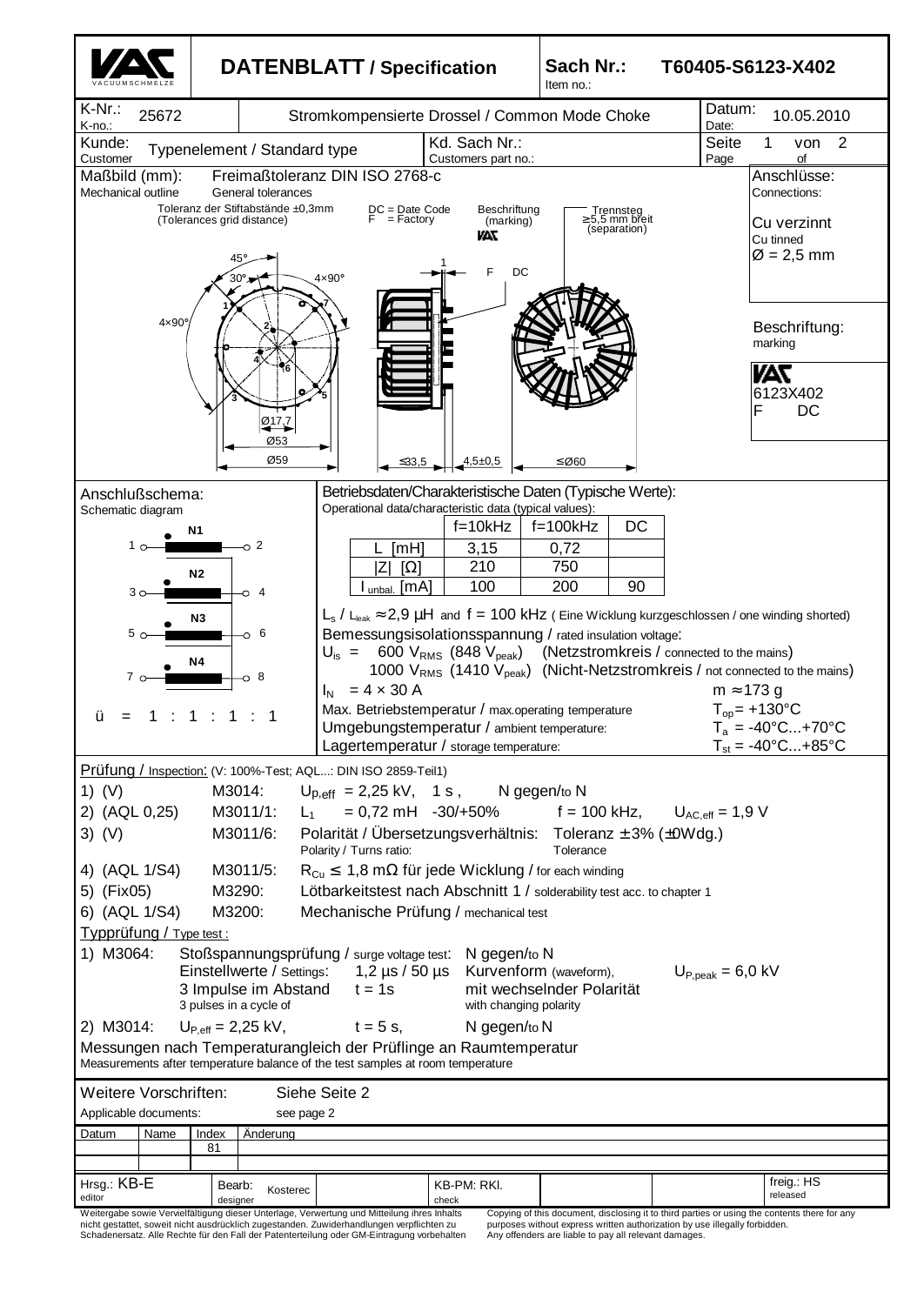# DATENBLATT / Specification

**Sach Nr.:** / Item no.: **T60405-S6123-X402**

| K-Nr.: / K-no.: | 25672 | Stromkompensierte Drossel / Common Mode Choke | Datum: / Date: | 10.05.2010 |
|---|---|---|---|---|
| Kunde: / Customer | Typenelement / Standard type | Kd. Sach Nr.: / Customers part no.: | Seite / Page | 1 von / of 2 |

## Maßbild (mm): / Mechanical outline

Freimaßtoleranz DIN ISO 2768-c / General tolerances

Toleranz der Stiftabstände ±0,3mm (Tolerances grid distance)

DC = Date Code
F = Factory

Beschriftung (marking)

Trennsteg ≥5,5 mm breit (separation)

45°, 30°, 4×90°, 4×90°, Ø17,7, Ø53, Ø59, ≤33,5, 4,5±0,5, ≤Ø60

**Anschlüsse:** / Connections:

Cu verzinnt / Cu tinned
Ø = 2,5 mm

**Beschriftung:** / marking

VAC
6123X402
F DC

## Anschlußschema: / Schematic diagram

N1: 1 – 2
N2: 3 – 4
N3: 5 – 6
N4: 7 – 8

ü = 1 : 1 : 1 : 1

## Betriebsdaten/Charakteristische Daten (Typische Werte): / Operational data/characteristic data (typical values):

| | f=10kHz | f=100kHz | DC |
|---|---|---|---|
| L [mH] | 3,15 | 0,72 | |
| \|Z\| [Ω] | 210 | 750 | |
| $I_{unbal.}$ [mA] | 100 | 200 | 90 |

$L_s$ / $L_{leak}$ ≈ 2,9 µH and f = 100 kHz ( Eine Wicklung kurzgeschlossen / one winding shorted)

Bemessungsisolationsspannung / rated insulation voltage:

$U_{is}$ = 600 $V_{RMS}$ (848 $V_{peak}$) (Netzstromkreis / connected to the mains)
1000 $V_{RMS}$ (1410 $V_{peak}$) (Nicht-Netzstromkreis / not connected to the mains)

$I_N$ = 4 × 30 A — m ≈ 173 g

Max. Betriebstemperatur / max.operating temperature: $T_{op}$= +130°C

Umgebungstemperatur / ambient temperature: $T_a$ = -40°C...+70°C

Lagertemperatur / storage temperature: $T_{st}$ = -40°C...+85°C

## Prüfung / Inspection: (V: 100%-Test; AQL...: DIN ISO 2859-Teil1)

1) (V) M3014: $U_{p,eff}$ = 2,25 kV, 1 s , N gegen/to N
2) (AQL 0,25) M3011/1: $L_1$ = 0,72 mH -30/+50% f = 100 kHz, $U_{AC,eff}$ = 1,9 V
3) (V) M3011/6: Polarität / Übersetzungsverhältnis: Toleranz ± 3% (±0Wdg.) (Polarity / Turns ratio: Tolerance)
4) (AQL 1/S4) M3011/5: $R_{Cu}$ ≤ 1,8 mΩ für jede Wicklung / for each winding
5) (Fix05) M3290: Lötbarkeitstest nach Abschnitt 1 / solderability test acc. to chapter 1
6) (AQL 1/S4) M3200: Mechanische Prüfung / mechanical test

## Typprüfung / Type test :

1) M3064: Stoßspannungsprüfung / surge voltage test: N gegen/to N
Einstellwerte / Settings: 1,2 µs / 50 µs Kurvenform (waveform), $U_{P,peak}$ = 6,0 kV
3 Impulse im Abstand (3 pulses in a cycle of) t = 1s mit wechselnder Polarität (with changing polarity)

2) M3014: $U_{P,eff}$ = 2,25 kV, t = 5 s, N gegen/to N

Messungen nach Temperaturangleich der Prüflinge an Raumtemperatur
Measurements after temperature balance of the test samples at room temperature

Weitere Vorschriften: / Applicable documents: Siehe Seite 2 / see page 2

| Datum | Name | Index | Änderung |
|---|---|---|---|
| | | 81 | |

| Hrsg.: / editor | KB-E | Bearb: / designer | Kosterec | KB-PM: RKl. / check | freig.: HS / released |
|---|---|---|---|---|---|

Weitergabe sowie Vervielfältigung dieser Unterlage, Verwertung und Mitteilung ihres Inhalts nicht gestattet, soweit nicht ausdrücklich zugestanden. Zuwiderhandlungen verpflichten zu Schadenersatz. Alle Rechte für den Fall der Patenterteilung oder GM-Eintragung vorbehalten

Copying of this document, disclosing it to third parties or using the contents there for any purposes without express written authorization by use illegally forbidden. Any offenders are liable to pay all relevant damages.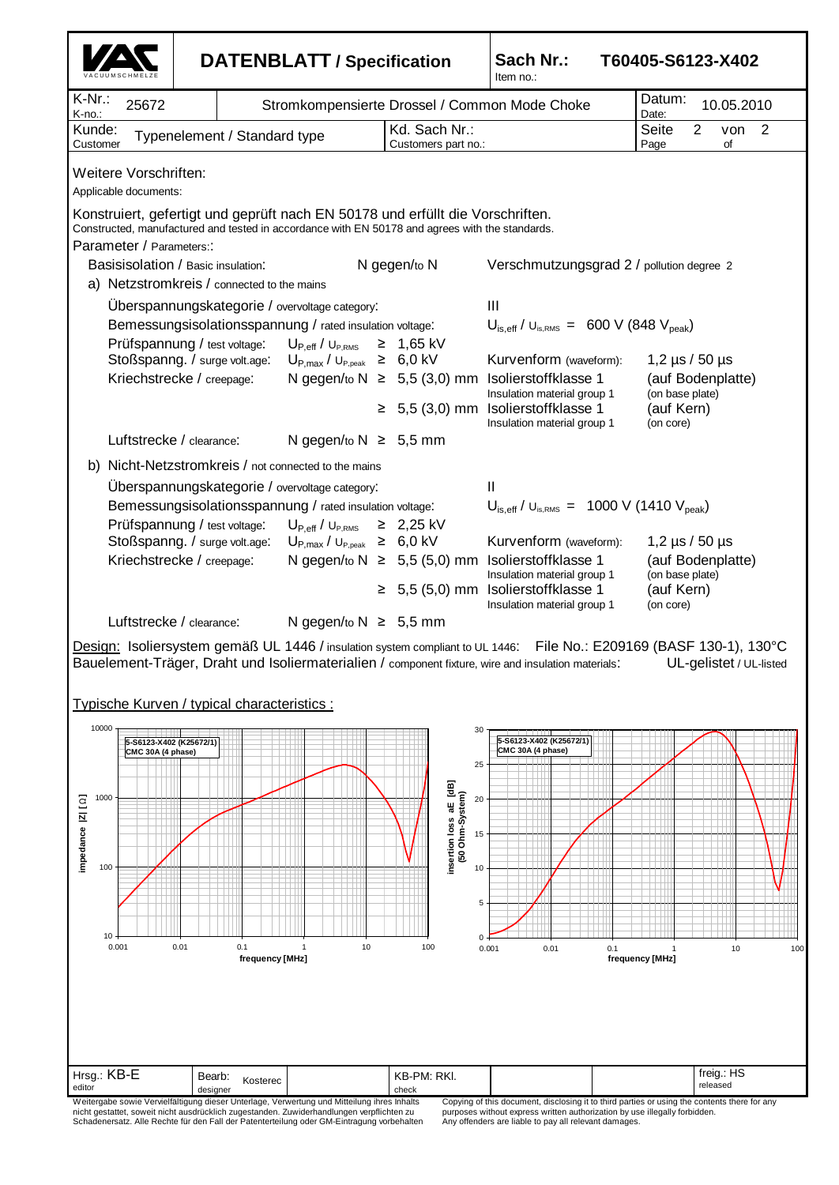# DATENBLATT / Specification

| | | | |
|---|---|---|---|
| VACUUMSCHMELZE | **DATENBLATT / Specification** | **Sach Nr.:** Item no.: | **T60405-S6123-X402** |
| K-Nr.: K-no.: 25672 | Stromkompensierte Drossel / Common Mode Choke | | Datum: Date: 10.05.2010 |
| Kunde: Customer Typenelement / Standard type | | Kd. Sach Nr.: Customers part no.: | |

Weitere Vorschriften:
Applicable documents:

Konstruiert, gefertigt und geprüft nach EN 50178 und erfüllt die Vorschriften.
Constructed, manufactured and tested in accordance with EN 50178 and agrees with the standards.

Parameter / Parameters::

Basisisolation / Basic insulation: N gegen/to N — Verschmutzungsgrad 2 / pollution degree 2

a) Netzstromkreis / connected to the mains

Überspannungskategorie / overvoltage category: III

Bemessungsisolationsspannung / rated insulation voltage: $U_{is,eff}$ / $U_{is,RMS}$ = 600 V (848 $V_{peak}$)

Prüfspannung / test voltage: $U_{P,eff}$ / $U_{P,RMS}$ ≥ 1,65 kV

Stoßspanng. / surge volt.age: $U_{P,max}$ / $U_{P,peak}$ ≥ 6,0 kV — Kurvenform (waveform): 1,2 µs / 50 µs

Kriechstrecke / creepage: N gegen/to N ≥ 5,5 (3,0) mm — Isolierstoffklasse 1 / Insulation material group 1 — (auf Bodenplatte) (on base plate)

≥ 5,5 (3,0) mm — Isolierstoffklasse 1 / Insulation material group 1 — (auf Kern) (on core)

Luftstrecke / clearance: N gegen/to N ≥ 5,5 mm

b) Nicht-Netzstromkreis / not connected to the mains

Überspannungskategorie / overvoltage category: II

Bemessungsisolationsspannung / rated insulation voltage: $U_{is,eff}$ / $U_{is,RMS}$ = 1000 V (1410 $V_{peak}$)

Prüfspannung / test voltage: $U_{P,eff}$ / $U_{P,RMS}$ ≥ 2,25 kV

Stoßspanng. / surge volt.age: $U_{P,max}$ / $U_{P,peak}$ ≥ 6,0 kV — Kurvenform (waveform): 1,2 µs / 50 µs

Kriechstrecke / creepage: N gegen/to N ≥ 5,5 (5,0) mm — Isolierstoffklasse 1 / Insulation material group 1 — (auf Bodenplatte) (on base plate)

≥ 5,5 (5,0) mm — Isolierstoffklasse 1 / Insulation material group 1 — (auf Kern) (on core)

Luftstrecke / clearance: N gegen/to N ≥ 5,5 mm

Design: Isoliersystem gemäß UL 1446 / insulation system compliant to UL 1446: File No.: E209169 (BASF 130-1), 130°C
Bauelement-Träger, Draht und Isoliermaterialien / component fixture, wire and insulation materials: UL-gelistet / UL-listed

Typische Kurven / typical characteristics :

5-S6123-X402 (K25672/1)
CMC 30A (4 phase)
impedance |Z| [Ω]
10000
1000
100
10
0.001 0.01 0.1 1 10 100
frequency [MHz]

5-S6123-X402 (K25672/1)
CMC 30A (4 phase)
insertion loss aE [dB] (50 Ohm-System)
30
25
20
15
10
5
0
0.001 0.01 0.1 1 10 100
frequency [MHz]

| | | | | |
|---|---|---|---|---|
| Hrsg.: KB-E editor | Bearb: designer Kosterec | KB-PM: RKI. check | | freig.: HS released |

Weitergabe sowie Vervielfältigung dieser Unterlage, Verwertung und Mitteilung ihres Inhalts nicht gestattet, soweit nicht ausdrücklich zugestanden. Zuwiderhandlungen verpflichten zu Schadenersatz. Alle Rechte für den Fall der Patenterteilung oder GM-Eintragung vorbehalten

Copying of this document, disclosing it to third parties or using the contents there for any purposes without express written authorization by use illegally forbidden. Any offenders are liable to pay all relevant damages.